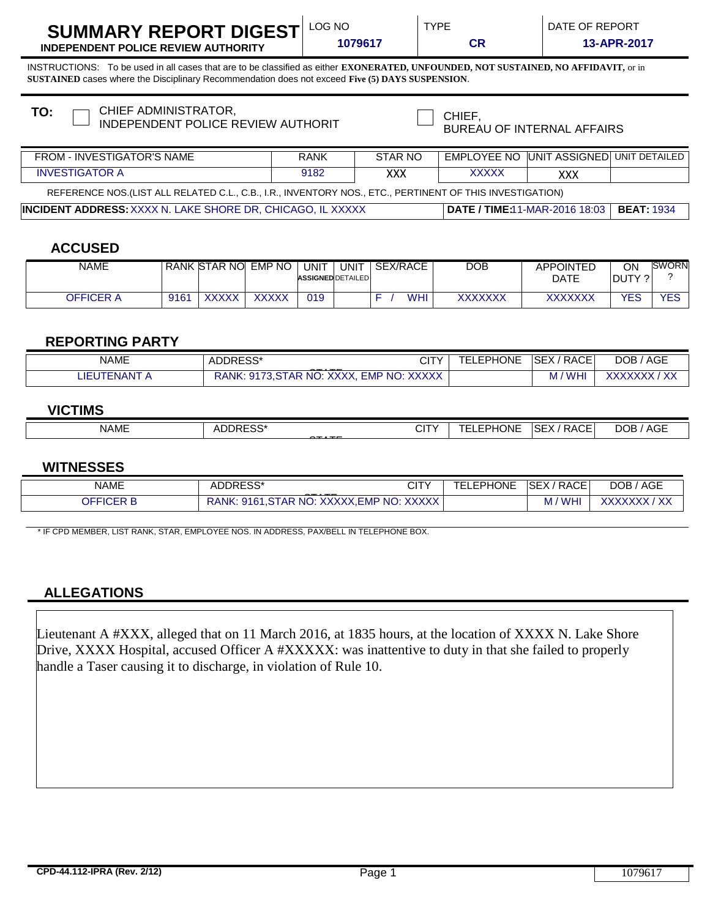# SUMMARY REPORT DIGEST

**INDEPENDENT POLICE REVIEW AUTHORITY**

| LOG NO | TYPE | DATE OF REPORT |
|---|---|---|
| 1079617 | CR | 13-APR-2017 |

INSTRUCTIONS: To be used in all cases that are to be classified as either **EXONERATED, UNFOUNDED, NOT SUSTAINED, NO AFFIDAVIT,** or in **SUSTAINED** cases where the Disciplinary Recommendation does not exceed **Five (5) DAYS SUSPENSION**.

**TO:** ☐ CHIEF ADMINISTRATOR, INDEPENDENT POLICE REVIEW AUTHORIT ☐ CHIEF, BUREAU OF INTERNAL AFFAIRS

| FROM - INVESTIGATOR'S NAME | RANK | STAR NO | EMPLOYEE NO | UNIT ASSIGNED | UNIT DETAILED |
|---|---|---|---|---|---|
| INVESTIGATOR A | 9182 | XXX | XXXXX | XXX | |

REFERENCE NOS.(LIST ALL RELATED C.L., C.B., I.R., INVENTORY NOS., ETC., PERTINENT OF THIS INVESTIGATION)

| **INCIDENT ADDRESS:** XXXX N. LAKE SHORE DR, CHICAGO, IL XXXXX | **DATE / TIME:** 11-MAR-2016 18:03 | **BEAT:** 1934 |
|---|---|---|

## ACCUSED

| NAME | RANK | STAR NO | EMP NO | UNIT ASSIGNED | UNIT DETAILED | SEX/RACE | DOB | APPOINTED DATE | ON DUTY ? | SWORN ? |
|---|---|---|---|---|---|---|---|---|---|---|
| OFFICER A | 9161 | XXXXX | XXXXX | 019 | | F / WHI | XXXXXXX | XXXXXXX | YES | YES |

## REPORTING PARTY

| NAME | ADDRESS* CITY STATE | TELEPHONE | SEX / RACE | DOB / AGE |
|---|---|---|---|---|
| LIEUTENANT A | RANK: 9173,STAR NO: XXXX, EMP NO: XXXXX | | M / WHI | XXXXXXX / XX |

## VICTIMS

| NAME | ADDRESS* CITY STATE | TELEPHONE | SEX / RACE | DOB / AGE |
|---|---|---|---|---|

## WITNESSES

| NAME | ADDRESS* CITY STATE | TELEPHONE | SEX / RACE | DOB / AGE |
|---|---|---|---|---|
| OFFICER B | RANK: 9161,STAR NO: XXXXX,EMP NO: XXXXX | | M / WHI | XXXXXXX / XX |

* IF CPD MEMBER, LIST RANK, STAR, EMPLOYEE NOS. IN ADDRESS, PAX/BELL IN TELEPHONE BOX.

## ALLEGATIONS

Lieutenant A #XXX, alleged that on 11 March 2016, at 1835 hours, at the location of XXXX N. Lake Shore Drive, XXXX Hospital, accused Officer A #XXXXX: was inattentive to duty in that she failed to properly handle a Taser causing it to discharge, in violation of Rule 10.

CPD-44.112-IPRA (Rev. 2/12)

1079617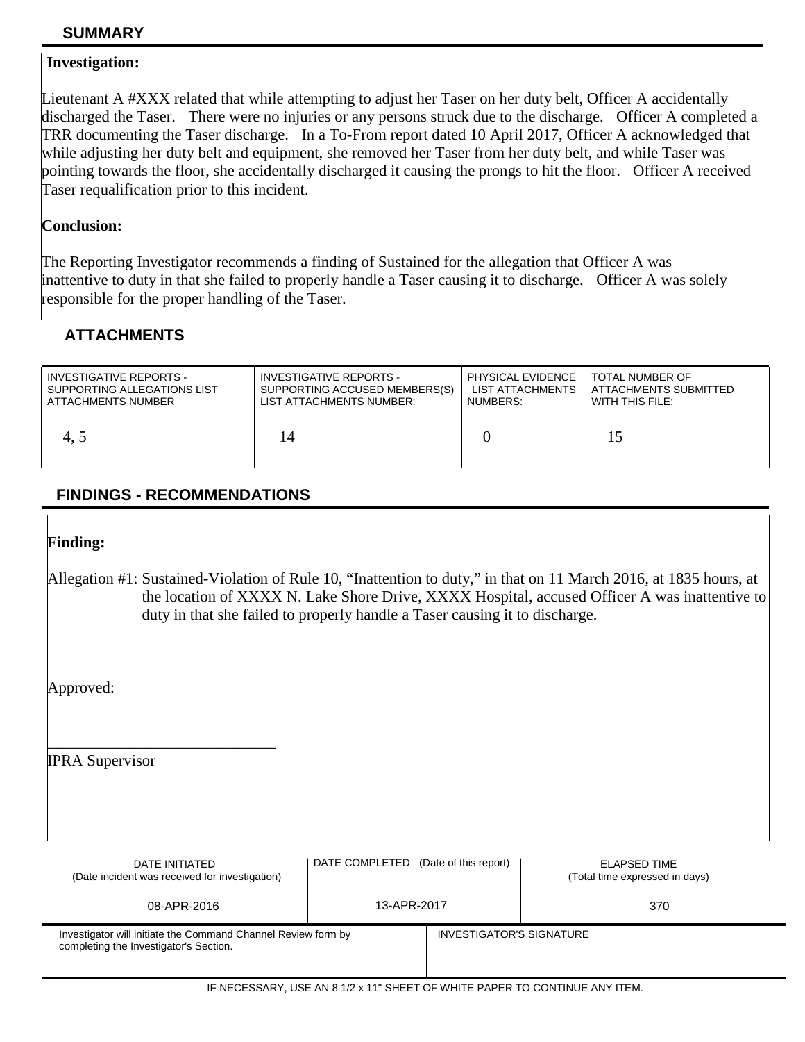## SUMMARY

**Investigation:**

Lieutenant A #XXX related that while attempting to adjust her Taser on her duty belt, Officer A accidentally discharged the Taser. There were no injuries or any persons struck due to the discharge. Officer A completed a TRR documenting the Taser discharge. In a To-From report dated 10 April 2017, Officer A acknowledged that while adjusting her duty belt and equipment, she removed her Taser from her duty belt, and while Taser was pointing towards the floor, she accidentally discharged it causing the prongs to hit the floor. Officer A received Taser requalification prior to this incident.

**Conclusion:**

The Reporting Investigator recommends a finding of Sustained for the allegation that Officer A was inattentive to duty in that she failed to properly handle a Taser causing it to discharge. Officer A was solely responsible for the proper handling of the Taser.

## ATTACHMENTS

| INVESTIGATIVE REPORTS - SUPPORTING ALLEGATIONS LIST ATTACHMENTS NUMBER | INVESTIGATIVE REPORTS - SUPPORTING ACCUSED MEMBERS(S) LIST ATTACHMENTS NUMBER: | PHYSICAL EVIDENCE LIST ATTACHMENTS NUMBERS: | TOTAL NUMBER OF ATTACHMENTS SUBMITTED WITH THIS FILE: |
|---|---|---|---|
| 4, 5 | 14 | 0 | 15 |

## FINDINGS - RECOMMENDATIONS

**Finding:**

Allegation #1: Sustained-Violation of Rule 10, "Inattention to duty," in that on 11 March 2016, at 1835 hours, at the location of XXXX N. Lake Shore Drive, XXXX Hospital, accused Officer A was inattentive to duty in that she failed to properly handle a Taser causing it to discharge.

Approved:

\_\_\_\_\_\_\_\_\_\_\_\_\_\_\_\_\_\_\_\_\_\_\_\_\_\_\_\_\_\_

IPRA Supervisor

| DATE INITIATED (Date incident was received for investigation) | DATE COMPLETED (Date of this report) | ELAPSED TIME (Total time expressed in days) |
|---|---|---|
| 08-APR-2016 | 13-APR-2017 | 370 |

| | |
|---|---|
| Investigator will initiate the Command Channel Review form by completing the Investigator's Section. | INVESTIGATOR'S SIGNATURE |

IF NECESSARY, USE AN 8 1/2 x 11" SHEET OF WHITE PAPER TO CONTINUE ANY ITEM.